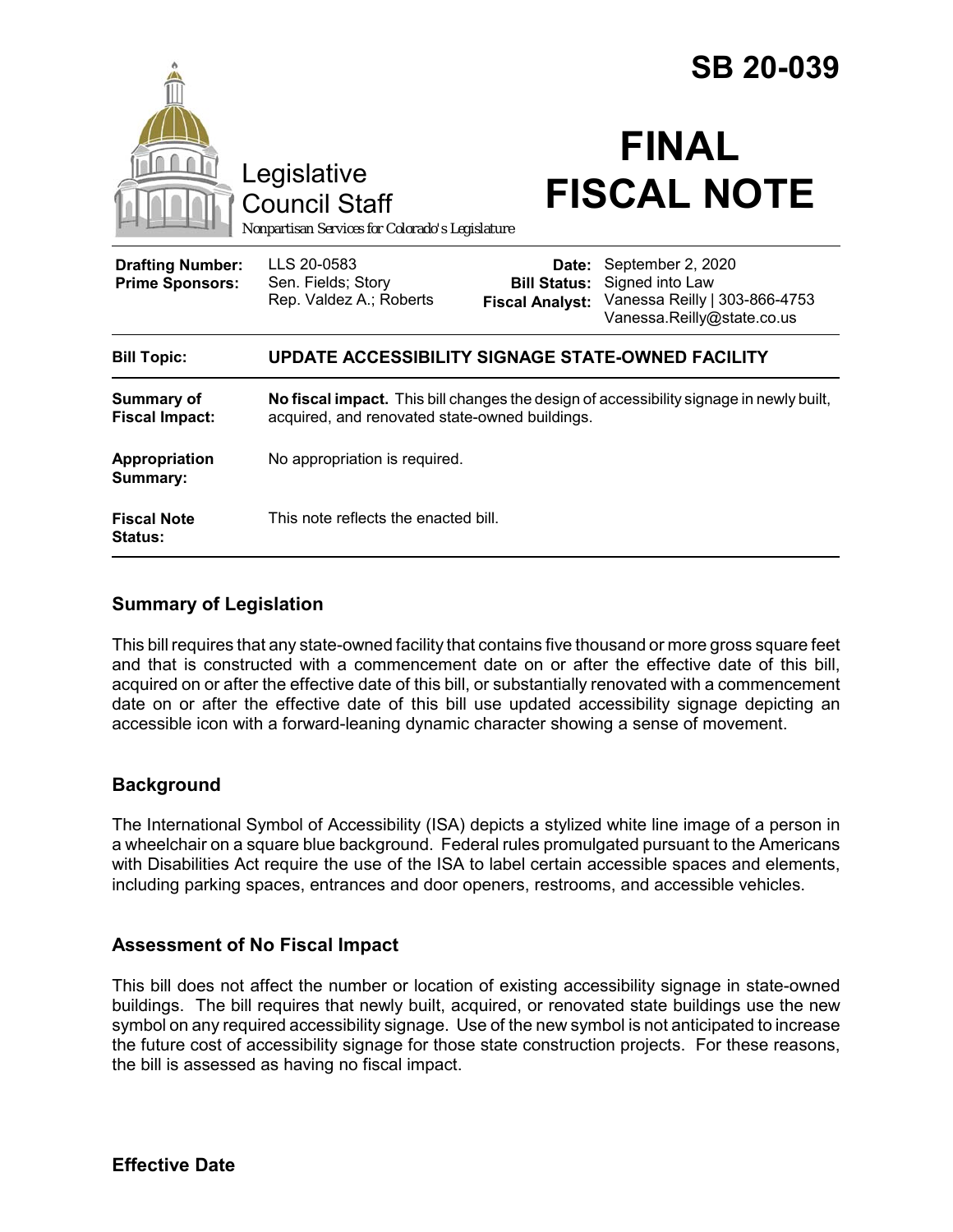# SB 20-039

Legislative Council Staff

*Nonpartisan Services for Colorado's Legislature*

# FINAL FISCAL NOTE

| | | | |
|---|---|---|---|
| **Drafting Number:** | LLS 20-0583 | **Date:** | September 2, 2020 |
| **Prime Sponsors:** | Sen. Fields; Story<br>Rep. Valdez A.; Roberts | **Bill Status:** | Signed into Law |
| | | **Fiscal Analyst:** | Vanessa Reilly \| 303-866-4753<br>Vanessa.Reilly@state.co.us |

| | |
|---|---|
| **Bill Topic:** | **UPDATE ACCESSIBILITY SIGNAGE STATE-OWNED FACILITY** |
| **Summary of Fiscal Impact:** | **No fiscal impact.** This bill changes the design of accessibility signage in newly built, acquired, and renovated state-owned buildings. |
| **Appropriation Summary:** | No appropriation is required. |
| **Fiscal Note Status:** | This note reflects the enacted bill. |

## Summary of Legislation

This bill requires that any state-owned facility that contains five thousand or more gross square feet and that is constructed with a commencement date on or after the effective date of this bill, acquired on or after the effective date of this bill, or substantially renovated with a commencement date on or after the effective date of this bill use updated accessibility signage depicting an accessible icon with a forward-leaning dynamic character showing a sense of movement.

## Background

The International Symbol of Accessibility (ISA) depicts a stylized white line image of a person in a wheelchair on a square blue background. Federal rules promulgated pursuant to the Americans with Disabilities Act require the use of the ISA to label certain accessible spaces and elements, including parking spaces, entrances and door openers, restrooms, and accessible vehicles.

## Assessment of No Fiscal Impact

This bill does not affect the number or location of existing accessibility signage in state-owned buildings. The bill requires that newly built, acquired, or renovated state buildings use the new symbol on any required accessibility signage. Use of the new symbol is not anticipated to increase the future cost of accessibility signage for those state construction projects. For these reasons, the bill is assessed as having no fiscal impact.

## Effective Date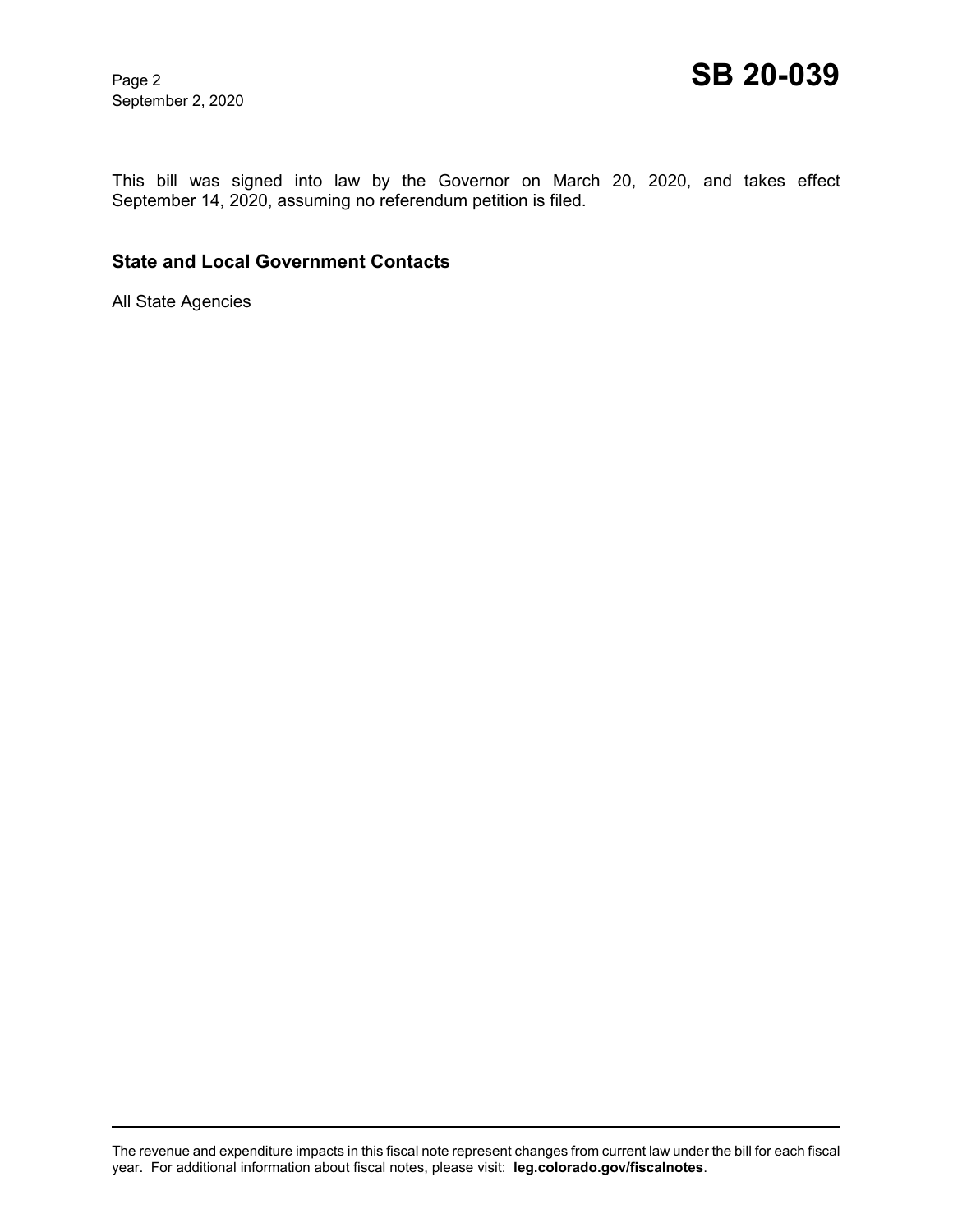This bill was signed into law by the Governor on March 20, 2020, and takes effect September 14, 2020, assuming no referendum petition is filed.

## State and Local Government Contacts

All State Agencies

The revenue and expenditure impacts in this fiscal note represent changes from current law under the bill for each fiscal year. For additional information about fiscal notes, please visit: **leg.colorado.gov/fiscalnotes**.